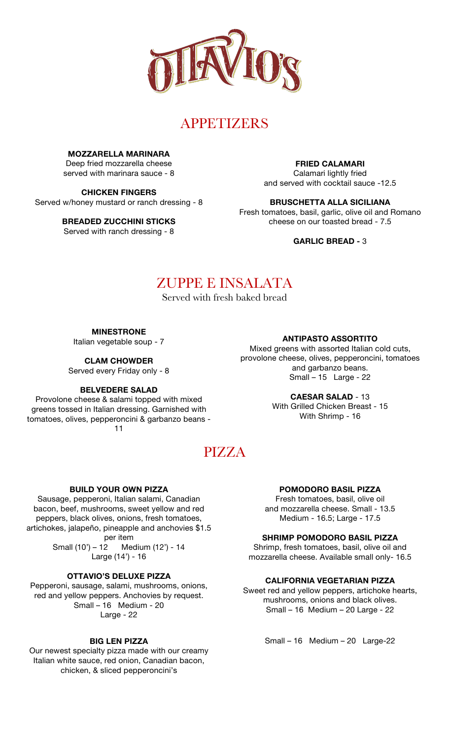# OTTAVIO'S

## APPETIZERS

**MOZZARELLA MARINARA**
Deep fried mozzarella cheese served with marinara sauce - 8

**CHICKEN FINGERS**
Served w/honey mustard or ranch dressing - 8

**BREADED ZUCCHINI STICKS**
Served with ranch dressing - 8

**FRIED CALAMARI**
Calamari lightly fried and served with cocktail sauce -12.5

**BRUSCHETTA ALLA SICILIANA**
Fresh tomatoes, basil, garlic, olive oil and Romano cheese on our toasted bread - 7.5

**GARLIC BREAD -** 3

## ZUPPE E INSALATA

Served with fresh baked bread

**MINESTRONE**
Italian vegetable soup - 7

**CLAM CHOWDER**
Served every Friday only - 8

**BELVEDERE SALAD**
Provolone cheese & salami topped with mixed greens tossed in Italian dressing. Garnished with tomatoes, olives, pepperoncini & garbanzo beans - 11

**ANTIPASTO ASSORTITO**
Mixed greens with assorted Italian cold cuts, provolone cheese, olives, pepperoncini, tomatoes and garbanzo beans.
Small – 15 Large - 22

**CAESAR SALAD** - 13
With Grilled Chicken Breast - 15
With Shrimp - 16

## PIZZA

**BUILD YOUR OWN PIZZA**
Sausage, pepperoni, Italian salami, Canadian bacon, beef, mushrooms, sweet yellow and red peppers, black olives, onions, fresh tomatoes, artichokes, jalapeño, pineapple and anchovies $1.5 per item
Small (10') – 12 Medium (12') - 14
Large (14') - 16

**OTTAVIO'S DELUXE PIZZA**
Pepperoni, sausage, salami, mushrooms, onions, red and yellow peppers. Anchovies by request.
Small – 16 Medium - 20
Large - 22

**BIG LEN PIZZA**
Our newest specialty pizza made with our creamy Italian white sauce, red onion, Canadian bacon, chicken, & sliced pepperoncini's

**POMODORO BASIL PIZZA**
Fresh tomatoes, basil, olive oil and mozzarella cheese. Small - 13.5
Medium - 16.5; Large - 17.5

**SHRIMP POMODORO BASIL PIZZA**
Shrimp, fresh tomatoes, basil, olive oil and mozzarella cheese. Available small only- 16.5

**CALIFORNIA VEGETARIAN PIZZA**
Sweet red and yellow peppers, artichoke hearts, mushrooms, onions and black olives.
Small – 16 Medium – 20 Large - 22

Small – 16 Medium – 20 Large-22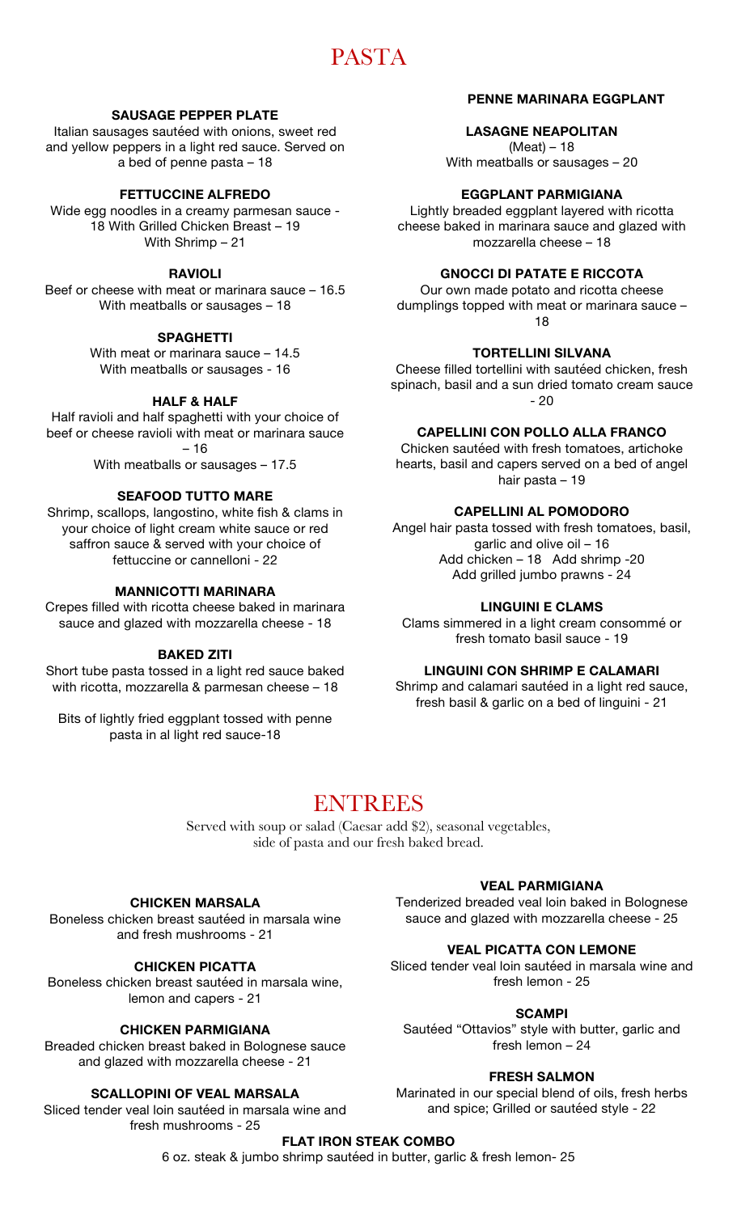# PASTA

### SAUSAGE PEPPER PLATE

Italian sausages sautéed with onions, sweet red and yellow peppers in a light red sauce. Served on a bed of penne pasta – 18

### FETTUCCINE ALFREDO

Wide egg noodles in a creamy parmesan sauce - 18 With Grilled Chicken Breast – 19
With Shrimp – 21

### RAVIOLI

Beef or cheese with meat or marinara sauce – 16.5
With meatballs or sausages – 18

### SPAGHETTI

With meat or marinara sauce – 14.5
With meatballs or sausages - 16

### HALF & HALF

Half ravioli and half spaghetti with your choice of beef or cheese ravioli with meat or marinara sauce – 16
With meatballs or sausages – 17.5

### SEAFOOD TUTTO MARE

Shrimp, scallops, langostino, white fish & clams in your choice of light cream white sauce or red saffron sauce & served with your choice of fettuccine or cannelloni - 22

### MANNICOTTI MARINARA

Crepes filled with ricotta cheese baked in marinara sauce and glazed with mozzarella cheese - 18

### BAKED ZITI

Short tube pasta tossed in a light red sauce baked with ricotta, mozzarella & parmesan cheese – 18

Bits of lightly fried eggplant tossed with penne pasta in al light red sauce-18

### PENNE MARINARA EGGPLANT

### LASAGNE NEAPOLITAN

(Meat) – 18
With meatballs or sausages – 20

### EGGPLANT PARMIGIANA

Lightly breaded eggplant layered with ricotta cheese baked in marinara sauce and glazed with mozzarella cheese – 18

### GNOCCI DI PATATE E RICCOTA

Our own made potato and ricotta cheese dumplings topped with meat or marinara sauce – 18

### TORTELLINI SILVANA

Cheese filled tortellini with sautéed chicken, fresh spinach, basil and a sun dried tomato cream sauce - 20

### CAPELLINI CON POLLO ALLA FRANCO

Chicken sautéed with fresh tomatoes, artichoke hearts, basil and capers served on a bed of angel hair pasta – 19

### CAPELLINI AL POMODORO

Angel hair pasta tossed with fresh tomatoes, basil, garlic and olive oil – 16
Add chicken – 18 Add shrimp -20
Add grilled jumbo prawns - 24

### LINGUINI E CLAMS

Clams simmered in a light cream consommé or fresh tomato basil sauce - 19

### LINGUINI CON SHRIMP E CALAMARI

Shrimp and calamari sautéed in a light red sauce, fresh basil & garlic on a bed of linguini - 21

# ENTREES

Served with soup or salad (Caesar add $2), seasonal vegetables, side of pasta and our fresh baked bread.

### CHICKEN MARSALA

Boneless chicken breast sautéed in marsala wine and fresh mushrooms - 21

### CHICKEN PICATTA

Boneless chicken breast sautéed in marsala wine, lemon and capers - 21

### CHICKEN PARMIGIANA

Breaded chicken breast baked in Bolognese sauce and glazed with mozzarella cheese - 21

### SCALLOPINI OF VEAL MARSALA

Sliced tender veal loin sautéed in marsala wine and fresh mushrooms - 25

### VEAL PARMIGIANA

Tenderized breaded veal loin baked in Bolognese sauce and glazed with mozzarella cheese - 25

### VEAL PICATTA CON LEMONE

Sliced tender veal loin sautéed in marsala wine and fresh lemon - 25

### SCAMPI

Sautéed "Ottavios" style with butter, garlic and fresh lemon – 24

### FRESH SALMON

Marinated in our special blend of oils, fresh herbs and spice; Grilled or sautéed style - 22

### FLAT IRON STEAK COMBO

6 oz. steak & jumbo shrimp sautéed in butter, garlic & fresh lemon- 25